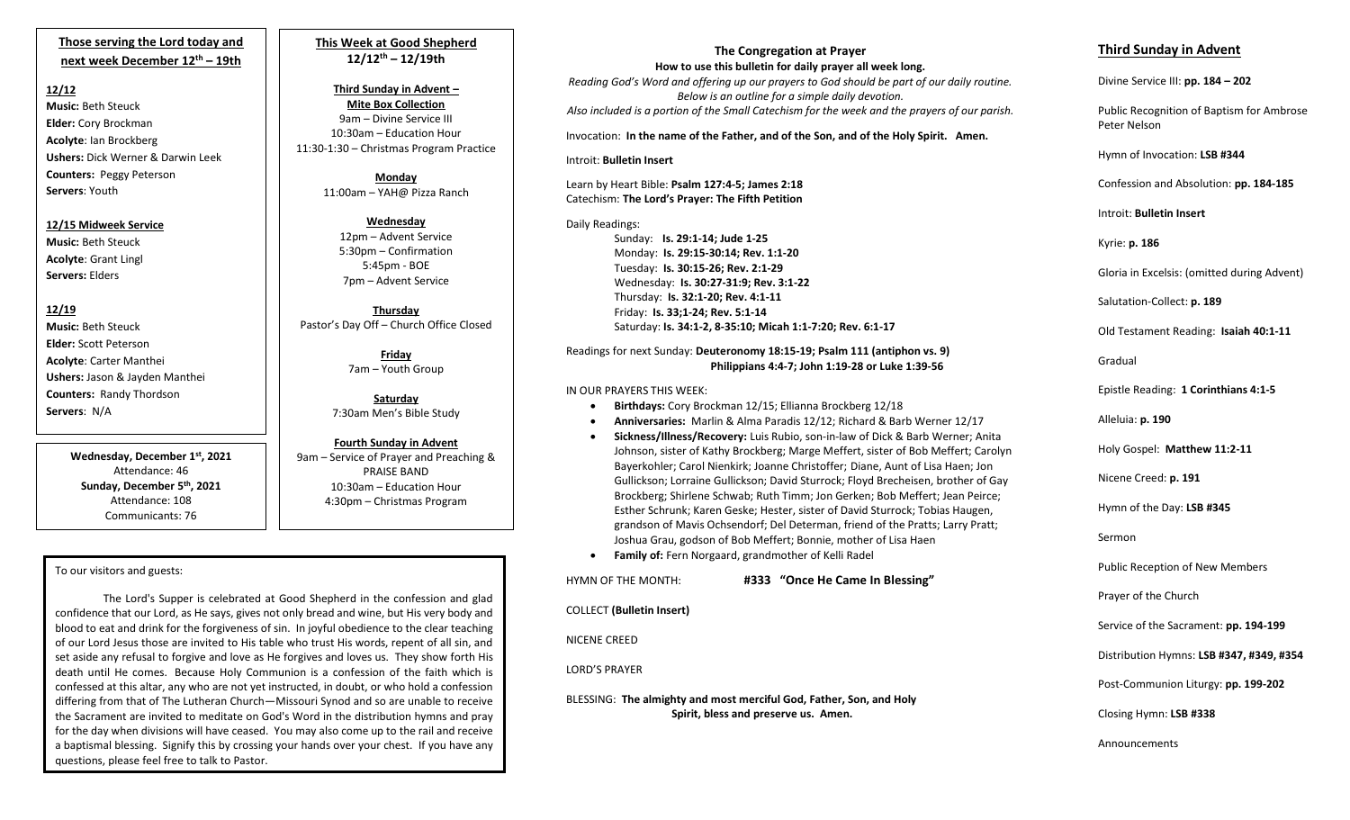## Those serving the Lord today and next week December 12th – 19th

**12/12**
**Music:** Beth Steuck
**Elder:** Cory Brockman
**Acolyte**: Ian Brockberg
**Ushers:** Dick Werner & Darwin Leek
**Counters:** Peggy Peterson
**Servers**: Youth

**12/15 Midweek Service**
**Music:** Beth Steuck
**Acolyte**: Grant Lingl
**Servers:** Elders

**12/19**
**Music:** Beth Steuck
**Elder:** Scott Peterson
**Acolyte**: Carter Manthei
**Ushers:** Jason & Jayden Manthei
**Counters:** Randy Thordson
**Servers**: N/A

**Wednesday, December 1st, 2021**
Attendance: 46
**Sunday, December 5th, 2021**
Attendance: 108
Communicants: 76

## This Week at Good Shepherd 12/12th – 12/19th

**Third Sunday in Advent – Mite Box Collection**
9am – Divine Service III
10:30am – Education Hour
11:30-1:30 – Christmas Program Practice

**Monday**
11:00am – YAH@ Pizza Ranch

**Wednesday**
12pm – Advent Service
5:30pm – Confirmation
5:45pm - BOE
7pm – Advent Service

**Thursday**
Pastor's Day Off – Church Office Closed

**Friday**
7am – Youth Group

**Saturday**
7:30am Men's Bible Study

**Fourth Sunday in Advent**
9am – Service of Prayer and Preaching & PRAISE BAND
10:30am – Education Hour
4:30pm – Christmas Program

To our visitors and guests:

The Lord's Supper is celebrated at Good Shepherd in the confession and glad confidence that our Lord, as He says, gives not only bread and wine, but His very body and blood to eat and drink for the forgiveness of sin. In joyful obedience to the clear teaching of our Lord Jesus those are invited to His table who trust His words, repent of all sin, and set aside any refusal to forgive and love as He forgives and loves us. They show forth His death until He comes. Because Holy Communion is a confession of the faith which is confessed at this altar, any who are not yet instructed, in doubt, or who hold a confession differing from that of The Lutheran Church—Missouri Synod and so are unable to receive the Sacrament are invited to meditate on God's Word in the distribution hymns and pray for the day when divisions will have ceased. You may also come up to the rail and receive a baptismal blessing. Signify this by crossing your hands over your chest. If you have any questions, please feel free to talk to Pastor.

## The Congregation at Prayer

**How to use this bulletin for daily prayer all week long.**

*Reading God's Word and offering up our prayers to God should be part of our daily routine. Below is an outline for a simple daily devotion. Also included is a portion of the Small Catechism for the week and the prayers of our parish.*

Invocation: **In the name of the Father, and of the Son, and of the Holy Spirit. Amen.**

Introit: **Bulletin Insert**

Learn by Heart Bible: **Psalm 127:4-5; James 2:18**
Catechism: **The Lord's Prayer: The Fifth Petition**

Daily Readings:
- Sunday: **Is. 29:1-14; Jude 1-25**
- Monday: **Is. 29:15-30:14; Rev. 1:1-20**
- Tuesday: **Is. 30:15-26; Rev. 2:1-29**
- Wednesday: **Is. 30:27-31:9; Rev. 3:1-22**
- Thursday: **Is. 32:1-20; Rev. 4:1-11**
- Friday: **Is. 33;1-24; Rev. 5:1-14**
- Saturday: **Is. 34:1-2, 8-35:10; Micah 1:1-7:20; Rev. 6:1-17**

Readings for next Sunday: **Deuteronomy 18:15-19; Psalm 111 (antiphon vs. 9) Philippians 4:4-7; John 1:19-28 or Luke 1:39-56**

IN OUR PRAYERS THIS WEEK:
- **Birthdays:** Cory Brockman 12/15; Ellianna Brockberg 12/18
- **Anniversaries:** Marlin & Alma Paradis 12/12; Richard & Barb Werner 12/17
- **Sickness/Illness/Recovery:** Luis Rubio, son-in-law of Dick & Barb Werner; Anita Johnson, sister of Kathy Brockberg; Marge Meffert, sister of Bob Meffert; Carolyn Bayerkohler; Carol Nienkirk; Joanne Christoffer; Diane, Aunt of Lisa Haen; Jon Gullickson; Lorraine Gullickson; David Sturrock; Floyd Brecheisen, brother of Gay Brockberg; Shirlene Schwab; Ruth Timm; Jon Gerken; Bob Meffert; Jean Peirce; Esther Schrunk; Karen Geske; Hester, sister of David Sturrock; Tobias Haugen, grandson of Mavis Ochsendorf; Del Determan, friend of the Pratts; Larry Pratt; Joshua Grau, godson of Bob Meffert; Bonnie, mother of Lisa Haen
- **Family of:** Fern Norgaard, grandmother of Kelli Radel

HYMN OF THE MONTH: **#333 "Once He Came In Blessing"**

COLLECT **(Bulletin Insert)**

NICENE CREED

LORD'S PRAYER

BLESSING: **The almighty and most merciful God, Father, Son, and Holy Spirit, bless and preserve us. Amen.**

## Third Sunday in Advent

Divine Service III: **pp. 184 – 202**

Public Recognition of Baptism for Ambrose Peter Nelson

Hymn of Invocation: **LSB #344**

Confession and Absolution: **pp. 184-185**

Introit: **Bulletin Insert**

Kyrie: **p. 186**

Gloria in Excelsis: (omitted during Advent)

Salutation-Collect: **p. 189**

Old Testament Reading: **Isaiah 40:1-11**

Gradual

Epistle Reading: **1 Corinthians 4:1-5**

Alleluia: **p. 190**

Holy Gospel: **Matthew 11:2-11**

Nicene Creed: **p. 191**

Hymn of the Day: **LSB #345**

Sermon

Public Reception of New Members

Prayer of the Church

Service of the Sacrament: **pp. 194-199**

Distribution Hymns: **LSB #347, #349, #354**

Post-Communion Liturgy: **pp. 199-202**

Closing Hymn: **LSB #338**

Announcements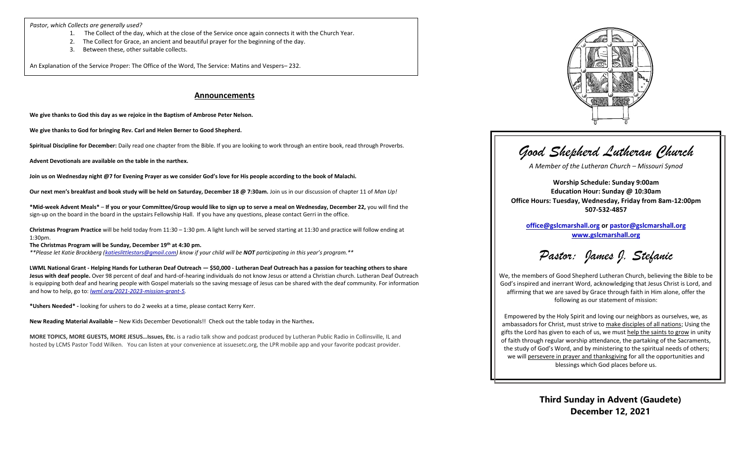*Pastor, which Collects are generally used?*

1. The Collect of the day, which at the close of the Service once again connects it with the Church Year.
2. The Collect for Grace, an ancient and beautiful prayer for the beginning of the day.
3. Between these, other suitable collects.

An Explanation of the Service Proper: The Office of the Word, The Service: Matins and Vespers– 232.

## Announcements

**We give thanks to God this day as we rejoice in the Baptism of Ambrose Peter Nelson.**

**We give thanks to God for bringing Rev. Carl and Helen Berner to Good Shepherd.**

**Spiritual Discipline for December:** Daily read one chapter from the Bible. If you are looking to work through an entire book, read through Proverbs.

**Advent Devotionals are available on the table in the narthex.**

**Join us on Wednesday night @7 for Evening Prayer as we consider God's love for His people according to the book of Malachi.**

**Our next men's breakfast and book study will be held on Saturday, December 18 @ 7:30am.** Join us in our discussion of chapter 11 of *Man Up!*

**\*Mid-week Advent Meals\* – If you or your Committee/Group would like to sign up to serve a meal on Wednesday, December 22,** you will find the sign-up on the board in the board in the upstairs Fellowship Hall. If you have any questions, please contact Gerri in the office.

**Christmas Program Practice** will be held today from 11:30 – 1:30 pm. A light lunch will be served starting at 11:30 and practice will follow ending at 1:30pm.

**The Christmas Program will be Sunday, December 19th at 4:30 pm.**

*\*\*Please let Katie Brockberg (katieslittlestars@gmail.com) know if your child will be **NOT** participating in this year's program.\*\**

**LWML National Grant - Helping Hands for Lutheran Deaf Outreach — $50,000 - Lutheran Deaf Outreach has a passion for teaching others to share Jesus with deaf people.** Over 98 percent of deaf and hard-of-hearing individuals do not know Jesus or attend a Christian church. Lutheran Deaf Outreach is equipping both deaf and hearing people with Gospel materials so the saving message of Jesus can be shared with the deaf community. For information and how to help, go to: *lwml.org/2021-2023-mission-grant-5.*

**\*Ushers Needed\* -** looking for ushers to do 2 weeks at a time, please contact Kerry Kerr.

**New Reading Material Available** – New Kids December Devotionals!! Check out the table today in the Narthex**.**

**MORE TOPICS, MORE GUESTS, MORE JESUS…Issues, Etc.** is a radio talk show and podcast produced by Lutheran Public Radio in Collinsville, IL and hosted by LCMS Pastor Todd Wilken. You can listen at your convenience at issuesetc.org, the LPR mobile app and your favorite podcast provider.

# *Good Shepherd Lutheran Church*

*A Member of the Lutheran Church – Missouri Synod*

**Worship Schedule: Sunday 9:00am**
**Education Hour: Sunday @ 10:30am**
**Office Hours: Tuesday, Wednesday, Friday from 8am-12:00pm**
**507-532-4857**

**office@gslcmarshall.org or pastor@gslcmarshall.org**
**www.gslcmarshall.org**

*Pastor: James J. Stefanic*

We, the members of Good Shepherd Lutheran Church, believing the Bible to be God's inspired and inerrant Word, acknowledging that Jesus Christ is Lord, and affirming that we are saved by Grace through faith in Him alone, offer the following as our statement of mission:

Empowered by the Holy Spirit and loving our neighbors as ourselves, we, as ambassadors for Christ, must strive to make disciples of all nations; Using the gifts the Lord has given to each of us, we must help the saints to grow in unity of faith through regular worship attendance, the partaking of the Sacraments, the study of God's Word, and by ministering to the spiritual needs of others; we will persevere in prayer and thanksgiving for all the opportunities and blessings which God places before us.

**Third Sunday in Advent (Gaudete)**
**December 12, 2021**